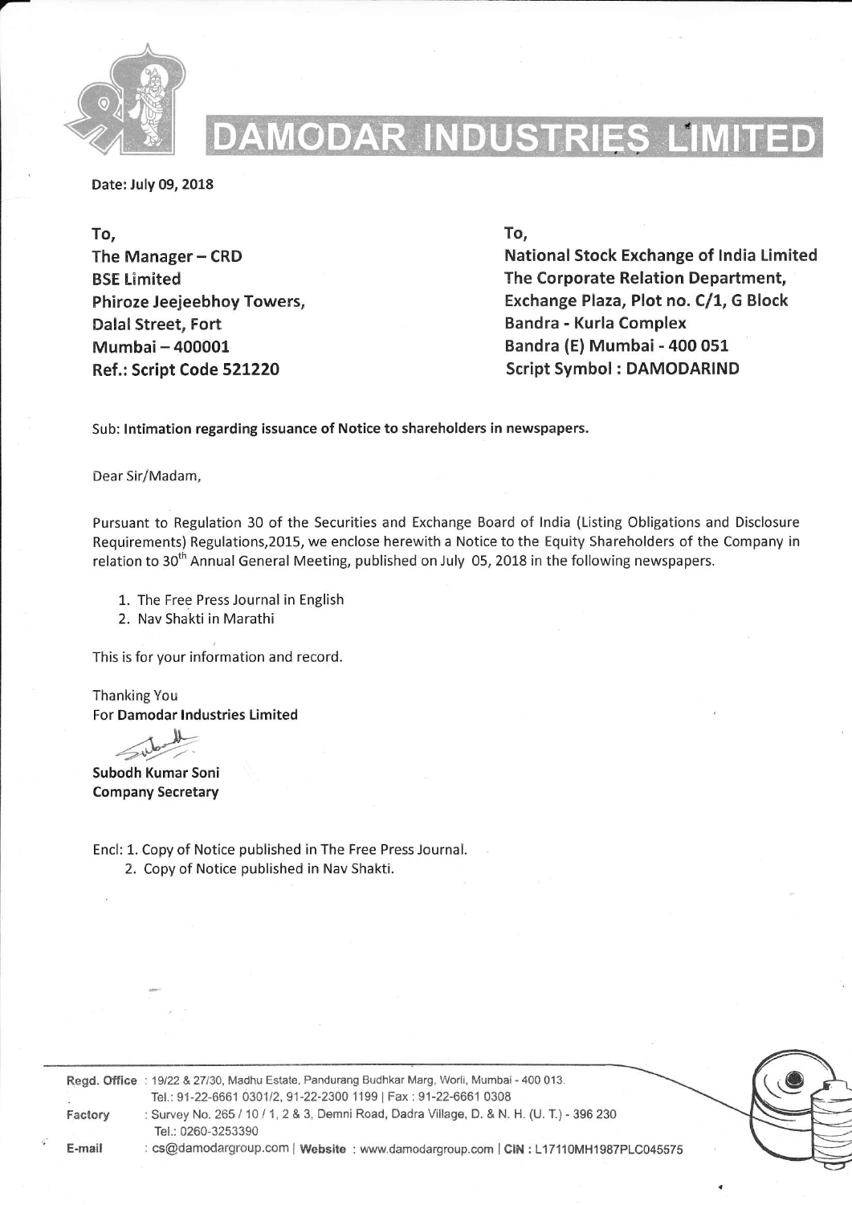# DAMODAR INDUSTRIES LIMITED

Date: July 09, 2018

**To,**
**The Manager – CRD**
**BSE Limited**
**Phiroze Jeejeebhoy Towers,**
**Dalal Street, Fort**
**Mumbai – 400001**
**Ref.: Script Code 521220**

**To,**
**National Stock Exchange of India Limited**
**The Corporate Relation Department,**
**Exchange Plaza, Plot no. C/1, G Block**
**Bandra - Kurla Complex**
**Bandra (E) Mumbai - 400 051**
**Script Symbol : DAMODARIND**

Sub: **Intimation regarding issuance of Notice to shareholders in newspapers.**

Dear Sir/Madam,

Pursuant to Regulation 30 of the Securities and Exchange Board of India (Listing Obligations and Disclosure Requirements) Regulations,2015, we enclose herewith a Notice to the Equity Shareholders of the Company in relation to 30th Annual General Meeting, published on July 05, 2018 in the following newspapers.

1. The Free Press Journal in English
2. Nav Shakti in Marathi

This is for your information and record.

Thanking You
For **Damodar Industries Limited**

**Subodh Kumar Soni**
**Company Secretary**

Encl: 1. Copy of Notice published in The Free Press Journal.
2. Copy of Notice published in Nav Shakti.

**Regd. Office** : 19/22 & 27/30, Madhu Estate, Pandurang Budhkar Marg, Worli, Mumbai - 400 013.
Tel.: 91-22-6661 0301/2, 91-22-2300 1199 | Fax : 91-22-6661 0308
**Factory** : Survey No. 265 / 10 / 1, 2 & 3, Demni Road, Dadra Village, D. & N. H. (U. T.) - 396 230
Tel.: 0260-3253390
**E-mail** : cs@damodargroup.com | **Website** : www.damodargroup.com | **CIN** : L17110MH1987PLC045575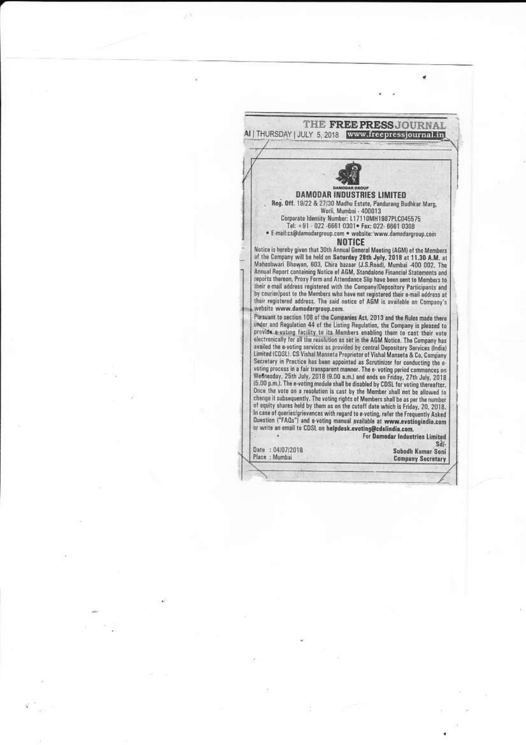THE FREE PRESS JOURNAL
AI | THURSDAY | JULY 5, 2018 www.freepressjournal.in

DAMODAR GROUP

## DAMODAR INDUSTRIES LIMITED

Reg. Off. 19/22 & 27/30 Madhu Estate, Pandurang Budhkar Marg, Worli, Mumbai - 400013
Corporate Identity Number: L17110MH1987PLC045575
Tel: +91 - 022 -6661 0301• Fax: 022- 6661 0308
• E-mail:cs@damodargroup.com • website: www.damodargroup.com

## NOTICE

Notice is hereby given that 30th Annual General Meeting (AGM) of the Members of the Company will be held on **Saturday 28th July, 2018 at 11.30 A.M.** at Maheshwari Bhawan, 603, Chira bazaar (J.S.Road), Mumbai -400 002. The Annual Report containing Notice of AGM, Standalone Financial Statements and reports thereon, Proxy Form and Attendance Slip have been sent to Members to their e-mail address registered with the Company/Depository Participants and by courier/post to the Members who have not registered their e-mail address at their registered address. The said notice of AGM is available on Company's website **www.damodargroup.com.**

Pursuant to section 108 of the Companies Act, 2013 and the Rules made there under and Regulation 44 of the Listing Regulation, the Company is pleased to provide e-voting facility to its Members enabling them to cast their vote electronically for all the resolution as set in the AGM Notice. The Company has availed the e-voting services as provided by central Depository Services (India) Limited (CDSL). CS Vishal Manseta Proprietor of Vishal Manseta & Co, Company Secretary in Practice has been appointed as Scrutinizer for conducting the e-voting process in a fair transparent manner. The e- voting period commences on Wednesday, 25th July, 2018 (9.00 a.m.) and ends on Friday, 27th July, 2018 (5.00 p.m.). The e-voting module shall be disabled by CDSL for voting thereafter. Once the vote on a resolution is cast by the Member shall not be allowed to change it subsequently. The voting rights of Members shall be as per the number of equity shares held by them as on the cutoff date which is Friday, 20, 2018. In case of queries/grievences with regard to e-voting, refer the Frequently Asked Question ("FAQs") and e-voting manual available at **www.evotingindia.com** or write an email to CDSL on **helpdesk.evoting@cdslindia.com.**

**For Damodar Industries Limited**
Sd/-
**Subodh Kumar Soni**
**Company Secretary**

Date : 04/07/2018
Place : Mumbai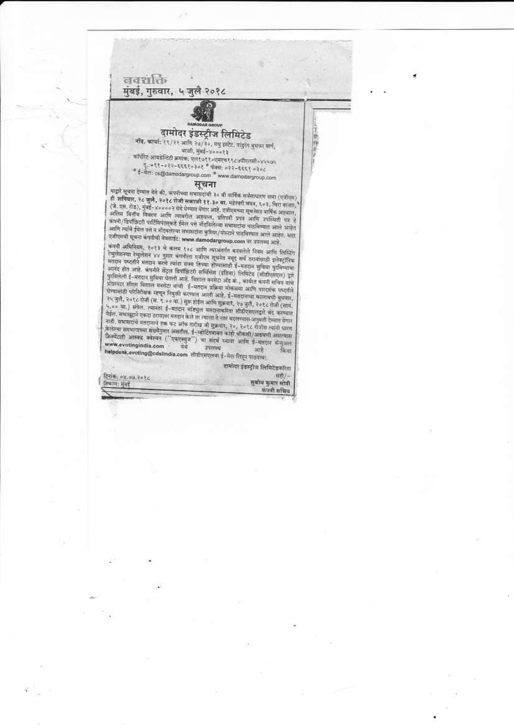नवशक्ति
मुंबई, गुरुवार, ५ जुलै २०१८

DAMODAR GROUP

## दामोदर इंडस्ट्रीज लिमिटेड

नोंद. कार्या: १९/२२ आणि २७/३०, मधु इस्टेट, पांडुरंग बुधकर मार्ग, वरळी, मुंबई-४०००१३
कॉर्पोरेट आयडेन्टिटी क्रमांक: एल१७१११०एमएच१९८७पीएलसी०४५५७५
दू.:+९१-०२२-६६६१०३०२ * फॅक्स: ०२२-६६६१ ०३०८
* ई-मेल: cs@damodargroup.com * www.damodargroup.com

### सूचना

याद्वारे सूचना देण्यात येते की, कंपनीच्या सभासदांची ३० वी वार्षिक सर्वसाधारण सभा (एजीएम) ही **शनिवार, २८ जुलै, २०१८ रोजी सकाळी ११.३० वा.** महेश्वरी भवन, ६०३, चिरा बाजार, (जे. एस. रोड), मुंबई-४००००२ येथे घेण्यात येणार आहे. एजीएमच्या सूचनेसह वार्षिक अहवाल, अंतिम वित्तीय विवरण आणि त्यावरील अहवाल, प्रतिपत्री प्रपत्र आणि उपस्थिती पत्र हे कंपनी/डिपॉझिटरी पार्टिसिपंट्सकडे ईमेल पत्ते नोंदविलेल्या सभासदांना पाठविण्यात आले आहेत आणि त्यांचे ईमेल पत्ते न नोंदवलेल्या सभासदांना कुरियर/पोस्टाने पाठविण्यात आले आहेत. सदर एजीएमची सूचना कंपनीची वेबसाईट: **www.damodargroup.com** वर उपलब्ध आहे.

कंपनी अधिनियम, २०१३ चे कलम १०८ आणि त्याअंतर्गत बनवलेले नियम आणि लिस्टिंग रेग्युलेशनचा रेग्युलेशन ४४ नुसार कंपनीला एजीएम सूचनेत नमूद सर्व ठरावांसाठी इलेक्ट्रॉनिक मतदान पध्दतीने मतदान करणे त्यांना शक्य तिच्या होण्यासाठी ई-मतदान सुविधा पुरविण्याचा आनंद होत आहे. कंपनीने सेंट्रल डिपॉझिटरी सर्व्हिसेस (इंडिया) लिमिटेड (सीडीएसएल) द्वारे पुरविलेली ई-मतदान सुविधा घेतली आहे. विशाल मनसेटा अँड कं., कार्यरत कंपनी सचिव यांचे प्रोप्रायटर सीएस विशाल मनसेटा यांची ई-मतदान प्रक्रिया मोकळ्या आणि पारदर्शक पध्दतीने घेण्यासाठी परिनिरीक्षक म्हणून नियुक्ती करण्यात आली आहे. ई-मतदानाचा कालावधी बुधवार, २५ जुलै, २०१८ रोजी (स. ९.०० वा.) सुरु होईल आणि शुक्रवार, २७ जुलै, २०१८ रोजी (सायं. ५.०० वा.) संपेल. त्यानंतर ई-मतदान मॉड्युल मतदानाकरिता सीडीएसएलद्वारे बंद करण्यात येईल. सभासद्वाने एकदा ठरावावर मतदान केले तर त्याला ते नंतर बदलण्यास अनुमती देण्यात येणार नाही. सभासदांचे मतदानाचे हक्क कट ऑफ तारीख जी शुक्रवार, २०, २०१८ रोजीस त्यांनी धारण केलेल्या समभागाच्या संख्येनुसार असतील. ई-व्होटिंगबाबत काही चौकशी/अडचणी असल्यास फ्रिक्वेंटली आस्क्ड क्वेश्चन ("एफएक्युज") चा संदर्भ घ्यावा आणि ई-मतदान मॅन्युअल **www.evotingindia.com** येथे उपलब्ध आहे किंवा **helpdesk.evoting@cdslindia.com** सीडीएसएलवर ई-मेल लिहून पाठवावा.

दामोदर इंडस्ट्रीज लिमिटेडकरिता
सही/-
सुबोध कुमार सोनी
कंपनी सचिव

दिनांक: ०४.०७.२०१८
ठिकाण: मुंबई